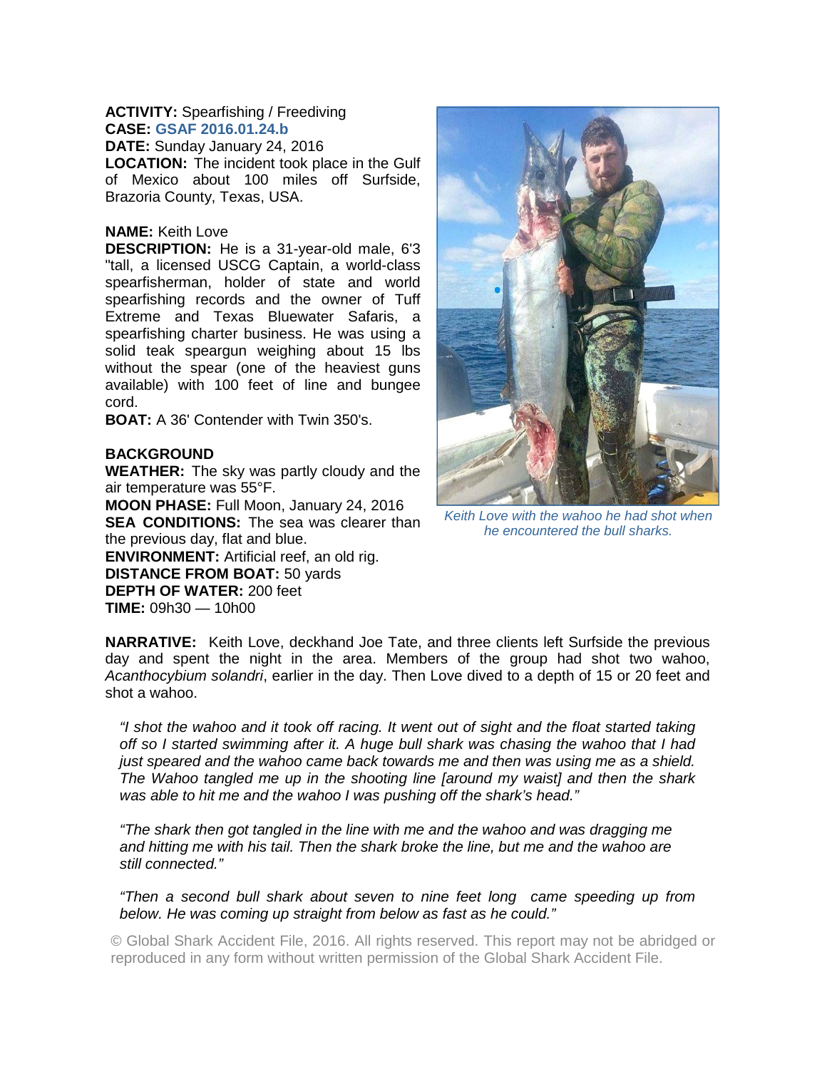**ACTIVITY:** Spearfishing / Freediving
**CASE:** GSAF 2016.01.24.b
**DATE:** Sunday January 24, 2016
**LOCATION:** The incident took place in the Gulf of Mexico about 100 miles off Surfside, Brazoria County, Texas, USA.

**NAME:** Keith Love
**DESCRIPTION:** He is a 31-year-old male, 6'3 "tall, a licensed USCG Captain, a world-class spearfisherman, holder of state and world spearfishing records and the owner of Tuff Extreme and Texas Bluewater Safaris, a spearfishing charter business. He was using a solid teak speargun weighing about 15 lbs without the spear (one of the heaviest guns available) with 100 feet of line and bungee cord.
**BOAT:** A 36' Contender with Twin 350's.

*Keith Love with the wahoo he had shot when he encountered the bull sharks.*

**BACKGROUND**
**WEATHER:** The sky was partly cloudy and the air temperature was 55°F.
**MOON PHASE:** Full Moon, January 24, 2016
**SEA CONDITIONS:** The sea was clearer than the previous day, flat and blue.
**ENVIRONMENT:** Artificial reef, an old rig.
**DISTANCE FROM BOAT:** 50 yards
**DEPTH OF WATER:** 200 feet
**TIME:** 09h30 — 10h00

**NARRATIVE:** Keith Love, deckhand Joe Tate, and three clients left Surfside the previous day and spent the night in the area. Members of the group had shot two wahoo, *Acanthocybium solandri*, earlier in the day. Then Love dived to a depth of 15 or 20 feet and shot a wahoo.

> *"I shot the wahoo and it took off racing. It went out of sight and the float started taking off so I started swimming after it. A huge bull shark was chasing the wahoo that I had just speared and the wahoo came back towards me and then was using me as a shield. The Wahoo tangled me up in the shooting line [around my waist] and then the shark was able to hit me and the wahoo I was pushing off the shark's head."*

> *"The shark then got tangled in the line with me and the wahoo and was dragging me and hitting me with his tail. Then the shark broke the line, but me and the wahoo are still connected."*

> *"Then a second bull shark about seven to nine feet long came speeding up from below. He was coming up straight from below as fast as he could."*

© Global Shark Accident File, 2016. All rights reserved. This report may not be abridged or reproduced in any form without written permission of the Global Shark Accident File.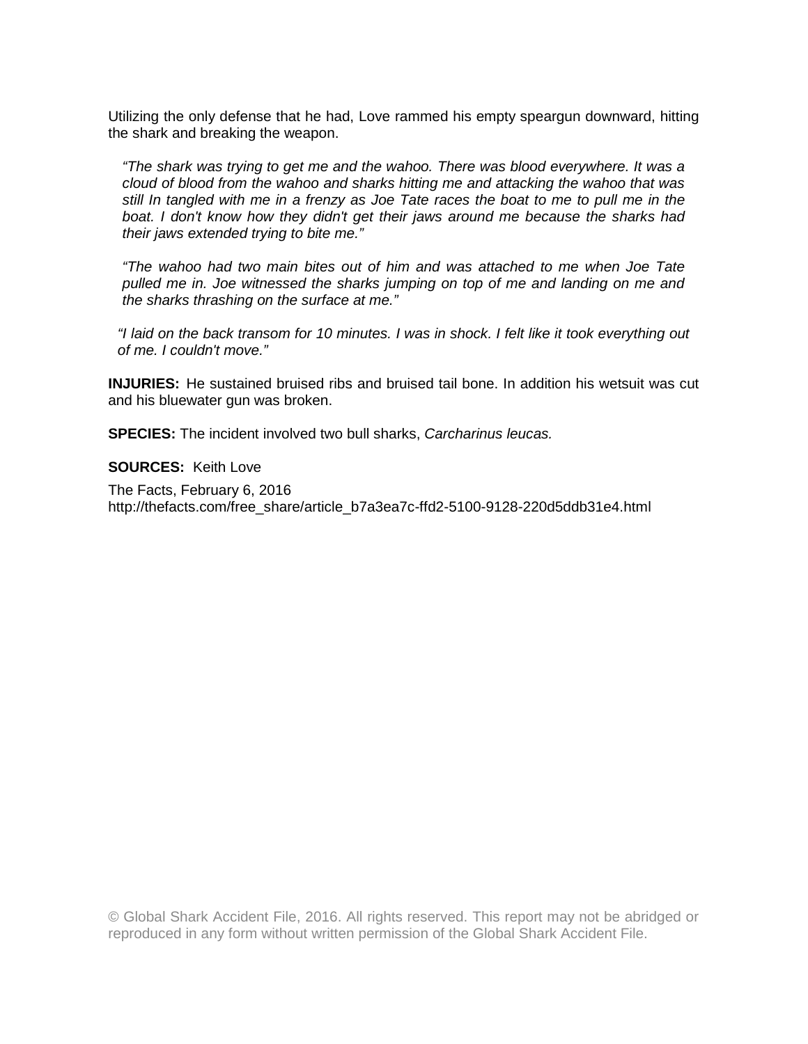Utilizing the only defense that he had, Love rammed his empty speargun downward, hitting the shark and breaking the weapon.

> *"The shark was trying to get me and the wahoo. There was blood everywhere. It was a cloud of blood from the wahoo and sharks hitting me and attacking the wahoo that was still In tangled with me in a frenzy as Joe Tate races the boat to me to pull me in the boat. I don't know how they didn't get their jaws around me because the sharks had their jaws extended trying to bite me."*
>
> *"The wahoo had two main bites out of him and was attached to me when Joe Tate pulled me in. Joe witnessed the sharks jumping on top of me and landing on me and the sharks thrashing on the surface at me."*
>
> *"I laid on the back transom for 10 minutes. I was in shock. I felt like it took everything out of me. I couldn't move."*

**INJURIES:** He sustained bruised ribs and bruised tail bone. In addition his wetsuit was cut and his bluewater gun was broken.

**SPECIES:** The incident involved two bull sharks, *Carcharinus leucas.*

**SOURCES:** Keith Love

The Facts, February 6, 2016
http://thefacts.com/free_share/article_b7a3ea7c-ffd2-5100-9128-220d5ddb31e4.html

© Global Shark Accident File, 2016. All rights reserved. This report may not be abridged or reproduced in any form without written permission of the Global Shark Accident File.